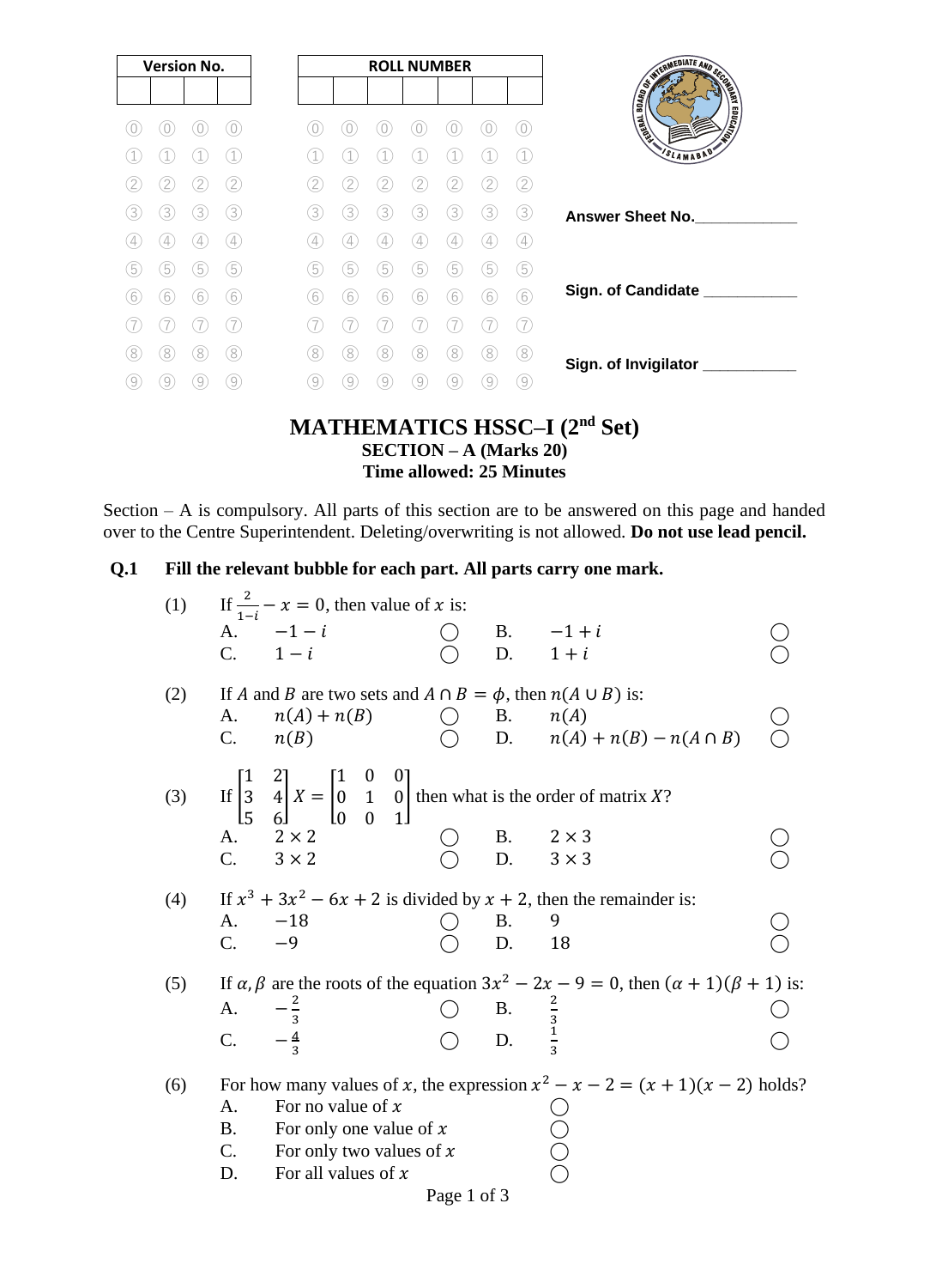| Version No. | | | |
|---|---|---|---|
| | | | |

| ROLL NUMBER | | | | | | |
|---|---|---|---|---|---|---|
| | | | | | | |

Answer Sheet No.____________

Sign. of Candidate ___________

Sign. of Invigilator ___________

# MATHEMATICS HSSC–I (2nd Set)

**SECTION – A (Marks 20)**
**Time allowed: 25 Minutes**

Section – A is compulsory. All parts of this section are to be answered on this page and handed over to the Centre Superintendent. Deleting/overwriting is not allowed. **Do not use lead pencil.**

**Q.1 Fill the relevant bubble for each part. All parts carry one mark.**

(1) If $\frac{2}{1-i} - x = 0$, then value of $x$ is:

| | | | | | |
|---|---|---|---|---|---|
| A. | $-1-i$ | ◯ | B. | $-1+i$ | ◯ |
| C. | $1-i$ | ◯ | D. | $1+i$ | ◯ |

(2) If $A$ and $B$ are two sets and $A \cap B = \phi$, then $n(A \cup B)$ is:

| | | | | | |
|---|---|---|---|---|---|
| A. | $n(A) + n(B)$ | ◯ | B. | $n(A)$ | ◯ |
| C. | $n(B)$ | ◯ | D. | $n(A) + n(B) - n(A \cap B)$ | ◯ |

(3) If $\begin{bmatrix} 1 & 2 \\ 3 & 4 \\ 5 & 6 \end{bmatrix} X = \begin{bmatrix} 1 & 0 & 0 \\ 0 & 1 & 0 \\ 0 & 0 & 1 \end{bmatrix}$ then what is the order of matrix $X$?

| | | | | | |
|---|---|---|---|---|---|
| A. | $2 \times 2$ | ◯ | B. | $2 \times 3$ | ◯ |
| C. | $3 \times 2$ | ◯ | D. | $3 \times 3$ | ◯ |

(4) If $x^3 + 3x^2 - 6x + 2$ is divided by $x + 2$, then the remainder is:

| | | | | | |
|---|---|---|---|---|---|
| A. | $-18$ | ◯ | B. | $9$ | ◯ |
| C. | $-9$ | ◯ | D. | $18$ | ◯ |

(5) If $\alpha, \beta$ are the roots of the equation $3x^2 - 2x - 9 = 0$, then $(\alpha + 1)(\beta + 1)$ is:

| | | | | | |
|---|---|---|---|---|---|
| A. | $-\frac{2}{3}$ | ◯ | B. | $\frac{2}{3}$ | ◯ |
| C. | $-\frac{4}{3}$ | ◯ | D. | $\frac{1}{3}$ | ◯ |

(6) For how many values of $x$, the expression $x^2 - x - 2 = (x+1)(x-2)$ holds?

| | | |
|---|---|---|
| A. | For no value of $x$ | ◯ |
| B. | For only one value of $x$ | ◯ |
| C. | For only two values of $x$ | ◯ |
| D. | For all values of $x$ | ◯ |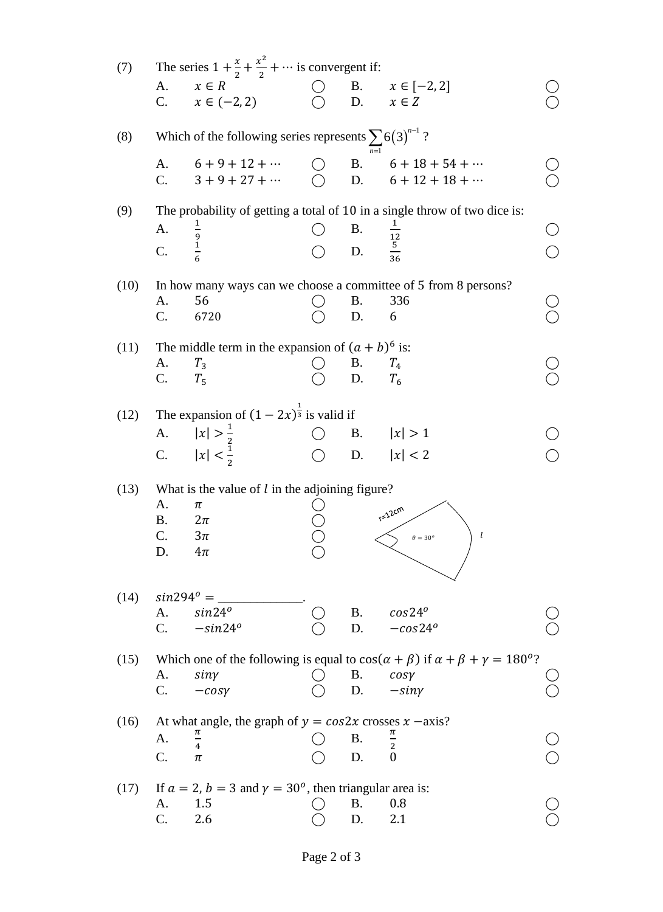(7) The series $1 + \frac{x}{2} + \frac{x^2}{2} + \cdots$ is convergent if:

A. $x \in R$ ◯ B. $x \in [-2, 2]$ ◯
C. $x \in (-2, 2)$ ◯ D. $x \in Z$ ◯

(8) Which of the following series represents $\sum_{n=1} 6(3)^{n-1}$ ?

A. $6 + 9 + 12 + \cdots$ ◯ B. $6 + 18 + 54 + \cdots$ ◯
C. $3 + 9 + 27 + \cdots$ ◯ D. $6 + 12 + 18 + \cdots$ ◯

(9) The probability of getting a total of 10 in a single throw of two dice is:

A. $\frac{1}{9}$ ◯ B. $\frac{1}{12}$ ◯
C. $\frac{1}{6}$ ◯ D. $\frac{5}{36}$ ◯

(10) In how many ways can we choose a committee of 5 from 8 persons?

A. 56 ◯ B. 336 ◯
C. 6720 ◯ D. 6 ◯

(11) The middle term in the expansion of $(a + b)^6$ is:

A. $T_3$ ◯ B. $T_4$ ◯
C. $T_5$ ◯ D. $T_6$ ◯

(12) The expansion of $(1 - 2x)^{\frac{1}{3}}$ is valid if

A. $|x| > \frac{1}{2}$ ◯ B. $|x| > 1$ ◯
C. $|x| < \frac{1}{2}$ ◯ D. $|x| < 2$ ◯

(13) What is the value of $l$ in the adjoining figure?

A. $\pi$ ◯
B. $2\pi$ ◯
C. $3\pi$ ◯
D. $4\pi$ ◯

r=12cm, $\theta = 30^o$, $l$

(14) $sin294^o =$ _____________.

A. $sin24^o$ ◯ B. $cos24^o$ ◯
C. $-sin24^o$ ◯ D. $-cos24^o$ ◯

(15) Which one of the following is equal to $\cos(\alpha + \beta)$ if $\alpha + \beta + \gamma = 180^o$?

A. $sin\gamma$ ◯ B. $cos\gamma$ ◯
C. $-cos\gamma$ ◯ D. $-sin\gamma$ ◯

(16) At what angle, the graph of $y = cos2x$ crosses $x$ −axis?

A. $\frac{\pi}{4}$ ◯ B. $\frac{\pi}{2}$ ◯
C. $\pi$ ◯ D. 0 ◯

(17) If $a = 2$, $b = 3$ and $\gamma = 30^o$, then triangular area is:

A. 1.5 ◯ B. 0.8 ◯
C. 2.6 ◯ D. 2.1 ◯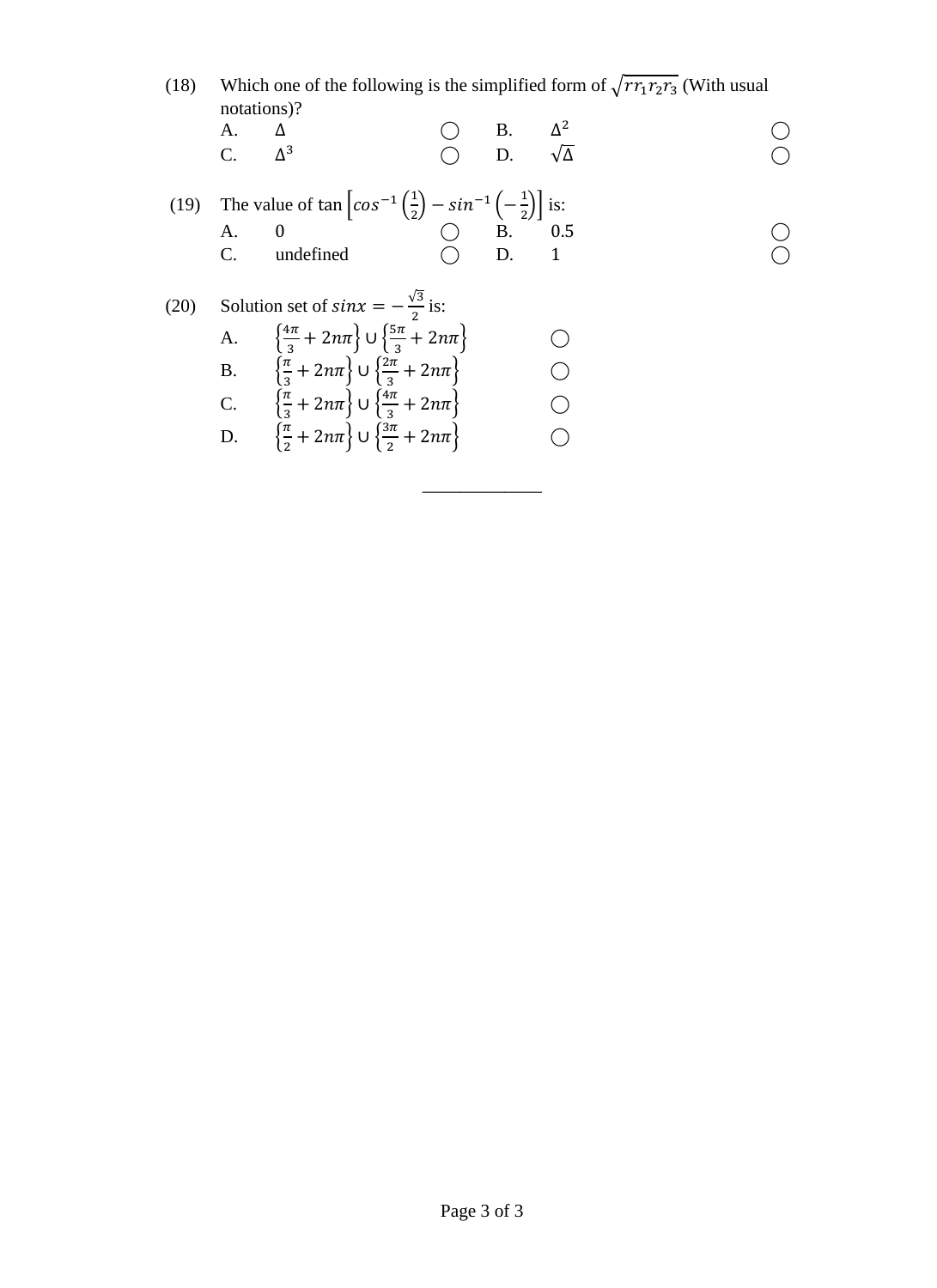(18) Which one of the following is the simplified form of $\sqrt{rr_1r_2r_3}$ (With usual notations)?

A. $\Delta$ ◯ B. $\Delta^2$ ◯

C. $\Delta^3$ ◯ D. $\sqrt{\Delta}$ ◯

(19) The value of tan $\left[cos^{-1}\left(\frac{1}{2}\right) - sin^{-1}\left(-\frac{1}{2}\right)\right]$ is:

A. 0 ◯ B. 0.5 ◯

C. undefined ◯ D. 1 ◯

(20) Solution set of $sinx = -\frac{\sqrt{3}}{2}$ is:

A. $\left\{\frac{4\pi}{3} + 2n\pi\right\} \cup \left\{\frac{5\pi}{3} + 2n\pi\right\}$ ◯

B. $\left\{\frac{\pi}{3} + 2n\pi\right\} \cup \left\{\frac{2\pi}{3} + 2n\pi\right\}$ ◯

C. $\left\{\frac{\pi}{3} + 2n\pi\right\} \cup \left\{\frac{4\pi}{3} + 2n\pi\right\}$ ◯

D. $\left\{\frac{\pi}{2} + 2n\pi\right\} \cup \left\{\frac{3\pi}{2} + 2n\pi\right\}$ ◯

______________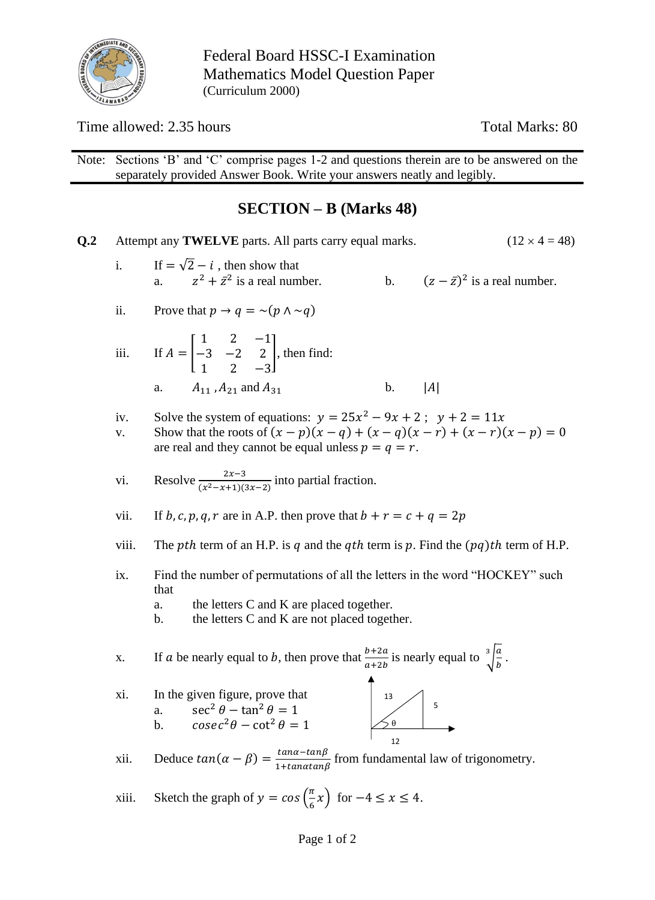Federal Board HSSC-I Examination
Mathematics Model Question Paper
(Curriculum 2000)

Time allowed: 2.35 hours

Total Marks: 80

Note: Sections 'B' and 'C' comprise pages 1-2 and questions therein are to be answered on the separately provided Answer Book. Write your answers neatly and legibly.

## SECTION – B (Marks 48)

**Q.2** Attempt any **TWELVE** parts. All parts carry equal marks. $(12 \times 4 = 48)$

i. If $= \sqrt{2} - i$ , then show that
   a. $z^2 + \bar{z}^2$ is a real number.
   b. $(z - \bar{z})^2$ is a real number.

ii. Prove that $p \rightarrow q = \sim(p \wedge \sim q)$

iii. If $A = \begin{bmatrix} 1 & 2 & -1 \\ -3 & -2 & 2 \\ 1 & 2 & -3 \end{bmatrix}$, then find:
   a. $A_{11}$ , $A_{21}$ and $A_{31}$
   b. $|A|$

iv. Solve the system of equations: $y = 25x^2 - 9x + 2$ ; $y + 2 = 11x$

v. Show that the roots of $(x-p)(x-q) + (x-q)(x-r) + (x-r)(x-p) = 0$ are real and they cannot be equal unless $p = q = r$.

vi. Resolve $\frac{2x-3}{(x^2-x+1)(3x-2)}$ into partial fraction.

vii. If $b, c, p, q, r$ are in A.P. then prove that $b + r = c + q = 2p$

viii. The $pth$ term of an H.P. is $q$ and the $qth$ term is $p$. Find the $(pq)th$ term of H.P.

ix. Find the number of permutations of all the letters in the word "HOCKEY" such that
   a. the letters C and K are placed together.
   b. the letters C and K are not placed together.

x. If $a$ be nearly equal to $b$, then prove that $\frac{b+2a}{a+2b}$ is nearly equal to $\sqrt[3]{\frac{a}{b}}$ .

xi. In the given figure, prove that
   a. $\sec^2\theta - \tan^2\theta = 1$
   b. $cosec^2\theta - \cot^2\theta = 1$

   (Figure: right triangle with hypotenuse 13, perpendicular 5, base 12, angle $\theta$)

xii. Deduce $tan(\alpha - \beta) = \frac{tan\alpha - tan\beta}{1 + tan\alpha tan\beta}$ from fundamental law of trigonometry.

xiii. Sketch the graph of $y = cos\left(\frac{\pi}{6}x\right)$ for $-4 \leq x \leq 4$.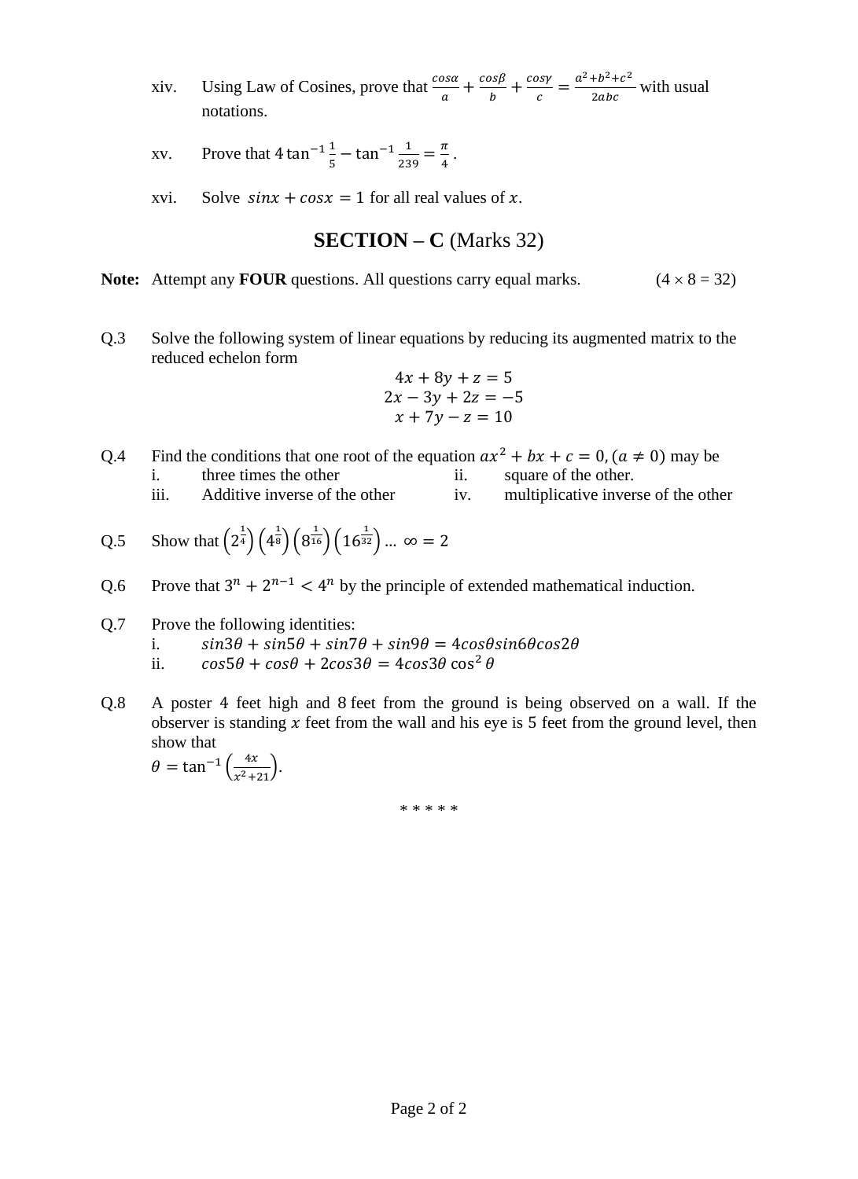xiv. Using Law of Cosines, prove that $\frac{cos\alpha}{a}+\frac{cos\beta}{b}+\frac{cos\gamma}{c}=\frac{a^2+b^2+c^2}{2abc}$ with usual notations.

xv. Prove that $4\tan^{-1}\frac{1}{5}-\tan^{-1}\frac{1}{239}=\frac{\pi}{4}$.

xvi. Solve $sinx+cosx=1$ for all real values of $x$.

## SECTION – C (Marks 32)

**Note:** Attempt any **FOUR** questions. All questions carry equal marks. (4 × 8 = 32)

Q.3 Solve the following system of linear equations by reducing its augmented matrix to the reduced echelon form

$$4x+8y+z=5$$
$$2x-3y+2z=-5$$
$$x+7y-z=10$$

Q.4 Find the conditions that one root of the equation $ax^2+bx+c=0, (a\neq 0)$ may be

i. three times the other
ii. square of the other.
iii. Additive inverse of the other
iv. multiplicative inverse of the other

Q.5 Show that $\left(2^{\frac{1}{4}}\right)\left(4^{\frac{1}{8}}\right)\left(8^{\frac{1}{16}}\right)\left(16^{\frac{1}{32}}\right)\ldots\infty=2$

Q.6 Prove that $3^n+2^{n-1}<4^n$ by the principle of extended mathematical induction.

Q.7 Prove the following identities:

i. $sin3\theta+sin5\theta+sin7\theta+sin9\theta=4cos\theta sin6\theta cos2\theta$
ii. $cos5\theta+cos\theta+2cos3\theta=4cos3\theta\cos^2\theta$

Q.8 A poster 4 feet high and 8 feet from the ground is being observed on a wall. If the observer is standing $x$ feet from the wall and his eye is 5 feet from the ground level, then show that

$\theta=\tan^{-1}\left(\frac{4x}{x^2+21}\right)$.

* * * * *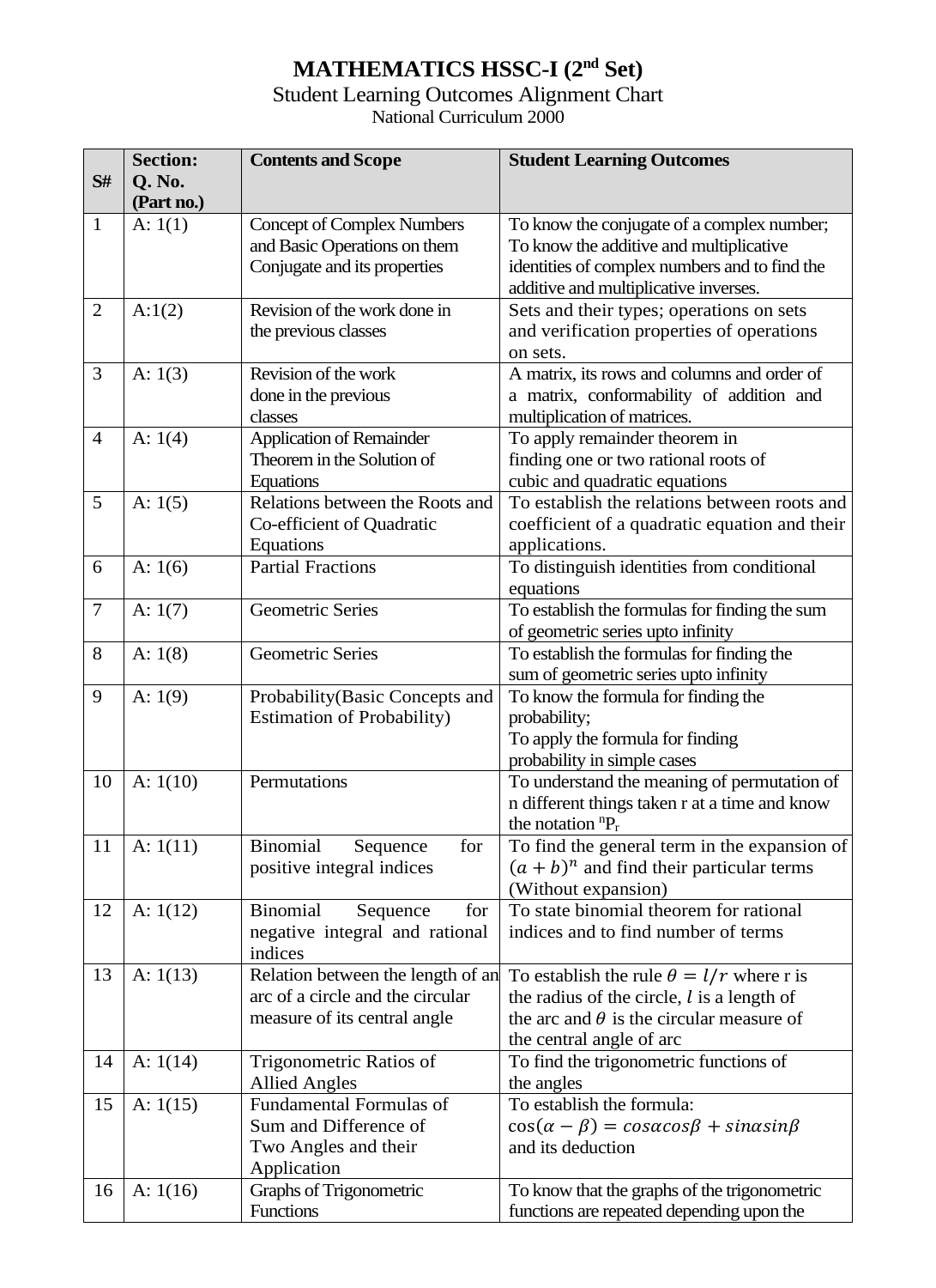# MATHEMATICS HSSC-I (2nd Set)

Student Learning Outcomes Alignment Chart

National Curriculum 2000

| S# | Section: Q. No. (Part no.) | Contents and Scope | Student Learning Outcomes |
|---|---|---|---|
| 1 | A: 1(1) | Concept of Complex Numbers and Basic Operations on them Conjugate and its properties | To know the conjugate of a complex number; To know the additive and multiplicative identities of complex numbers and to find the additive and multiplicative inverses. |
| 2 | A:1(2) | Revision of the work done in the previous classes | Sets and their types; operations on sets and verification properties of operations on sets. |
| 3 | A: 1(3) | Revision of the work done in the previous classes | A matrix, its rows and columns and order of a matrix, conformability of addition and multiplication of matrices. |
| 4 | A: 1(4) | Application of Remainder Theorem in the Solution of Equations | To apply remainder theorem in finding one or two rational roots of cubic and quadratic equations |
| 5 | A: 1(5) | Relations between the Roots and Co-efficient of Quadratic Equations | To establish the relations between roots and coefficient of a quadratic equation and their applications. |
| 6 | A: 1(6) | Partial Fractions | To distinguish identities from conditional equations |
| 7 | A: 1(7) | Geometric Series | To establish the formulas for finding the sum of geometric series upto infinity |
| 8 | A: 1(8) | Geometric Series | To establish the formulas for finding the sum of geometric series upto infinity |
| 9 | A: 1(9) | Probability(Basic Concepts and Estimation of Probability) | To know the formula for finding the probability; To apply the formula for finding probability in simple cases |
| 10 | A: 1(10) | Permutations | To understand the meaning of permutation of n different things taken r at a time and know the notation ${}^{n}P_{r}$ |
| 11 | A: 1(11) | Binomial Sequence for positive integral indices | To find the general term in the expansion of $(a+b)^n$ and find their particular terms (Without expansion) |
| 12 | A: 1(12) | Binomial Sequence for negative integral and rational indices | To state binomial theorem for rational indices and to find number of terms |
| 13 | A: 1(13) | Relation between the length of an arc of a circle and the circular measure of its central angle | To establish the rule $\theta = l/r$ where r is the radius of the circle, $l$ is a length of the arc and $\theta$ is the circular measure of the central angle of arc |
| 14 | A: 1(14) | Trigonometric Ratios of Allied Angles | To find the trigonometric functions of the angles |
| 15 | A: 1(15) | Fundamental Formulas of Sum and Difference of Two Angles and their Application | To establish the formula: $\cos(\alpha - \beta) = cos\alpha cos\beta + sin\alpha sin\beta$ and its deduction |
| 16 | A: 1(16) | Graphs of Trigonometric Functions | To know that the graphs of the trigonometric functions are repeated depending upon the |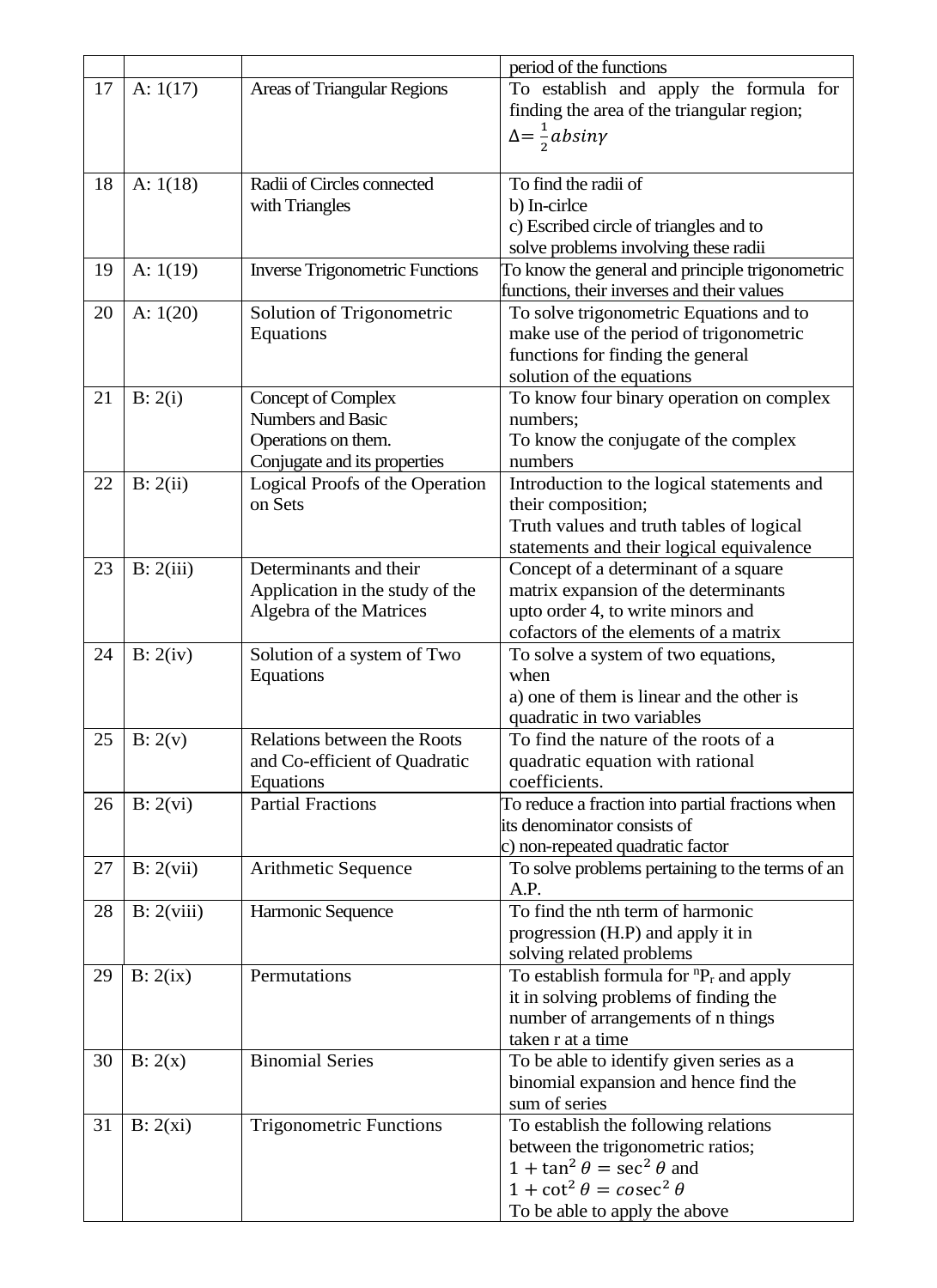|  |  |  | period of the functions |
|---|---|---|---|
| 17 | A: 1(17) | Areas of Triangular Regions | To establish and apply the formula for finding the area of the triangular region; $\Delta = \frac{1}{2}absin\gamma$ |
| 18 | A: 1(18) | Radii of Circles connected with Triangles | To find the radii of b) In-cirlce c) Escribed circle of triangles and to solve problems involving these radii |
| 19 | A: 1(19) | Inverse Trigonometric Functions | To know the general and principle trigonometric functions, their inverses and their values |
| 20 | A: 1(20) | Solution of Trigonometric Equations | To solve trigonometric Equations and to make use of the period of trigonometric functions for finding the general solution of the equations |
| 21 | B: 2(i) | Concept of Complex Numbers and Basic Operations on them. Conjugate and its properties | To know four binary operation on complex numbers; To know the conjugate of the complex numbers |
| 22 | B: 2(ii) | Logical Proofs of the Operation on Sets | Introduction to the logical statements and their composition; Truth values and truth tables of logical statements and their logical equivalence |
| 23 | B: 2(iii) | Determinants and their Application in the study of the Algebra of the Matrices | Concept of a determinant of a square matrix expansion of the determinants upto order 4, to write minors and cofactors of the elements of a matrix |
| 24 | B: 2(iv) | Solution of a system of Two Equations | To solve a system of two equations, when a) one of them is linear and the other is quadratic in two variables |
| 25 | B: 2(v) | Relations between the Roots and Co-efficient of Quadratic Equations | To find the nature of the roots of a quadratic equation with rational coefficients. |
| 26 | B: 2(vi) | Partial Fractions | To reduce a fraction into partial fractions when its denominator consists of c) non-repeated quadratic factor |
| 27 | B: 2(vii) | Arithmetic Sequence | To solve problems pertaining to the terms of an A.P. |
| 28 | B: 2(viii) | Harmonic Sequence | To find the nth term of harmonic progression (H.P) and apply it in solving related problems |
| 29 | B: 2(ix) | Permutations | To establish formula for ${}^{n}P_{r}$ and apply it in solving problems of finding the number of arrangements of n things taken r at a time |
| 30 | B: 2(x) | Binomial Series | To be able to identify given series as a binomial expansion and hence find the sum of series |
| 31 | B: 2(xi) | Trigonometric Functions | To establish the following relations between the trigonometric ratios; $1 + \tan^2\theta = \sec^2\theta$ and $1 + \cot^2\theta = cosec^2\theta$ To be able to apply the above |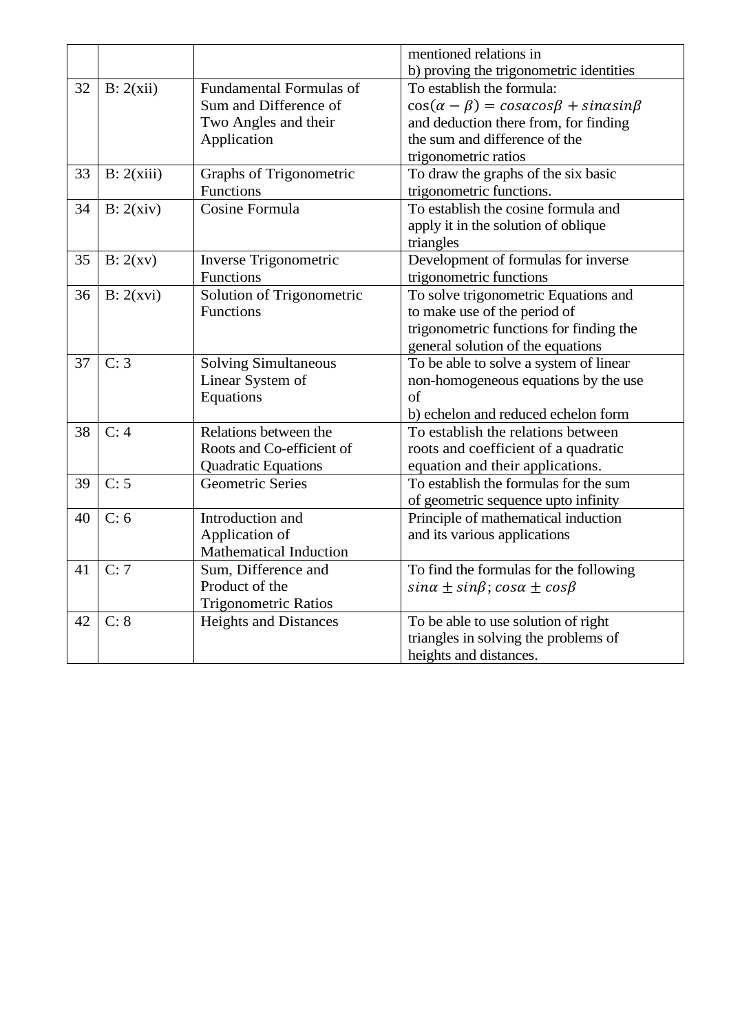| | | | |
|---|---|---|---|
| | | | mentioned relations in<br>b) proving the trigonometric identities |
| 32 | B: 2(xii) | Fundamental Formulas of Sum and Difference of Two Angles and their Application | To establish the formula:<br>$\cos(\alpha - \beta) = cos\alpha cos\beta + sin\alpha sin\beta$<br>and deduction there from, for finding the sum and difference of the trigonometric ratios |
| 33 | B: 2(xiii) | Graphs of Trigonometric Functions | To draw the graphs of the six basic trigonometric functions. |
| 34 | B: 2(xiv) | Cosine Formula | To establish the cosine formula and apply it in the solution of oblique triangles |
| 35 | B: 2(xv) | Inverse Trigonometric Functions | Development of formulas for inverse trigonometric functions |
| 36 | B: 2(xvi) | Solution of Trigonometric Functions | To solve trigonometric Equations and to make use of the period of trigonometric functions for finding the general solution of the equations |
| 37 | C: 3 | Solving Simultaneous Linear System of Equations | To be able to solve a system of linear non-homogeneous equations by the use of<br>b) echelon and reduced echelon form |
| 38 | C: 4 | Relations between the Roots and Co-efficient of Quadratic Equations | To establish the relations between roots and coefficient of a quadratic equation and their applications. |
| 39 | C: 5 | Geometric Series | To establish the formulas for the sum of geometric sequence upto infinity |
| 40 | C: 6 | Introduction and Application of Mathematical Induction | Principle of mathematical induction and its various applications |
| 41 | C: 7 | Sum, Difference and Product of the Trigonometric Ratios | To find the formulas for the following<br>$sin\alpha \pm sin\beta; cos\alpha \pm cos\beta$ |
| 42 | C: 8 | Heights and Distances | To be able to use solution of right triangles in solving the problems of heights and distances. |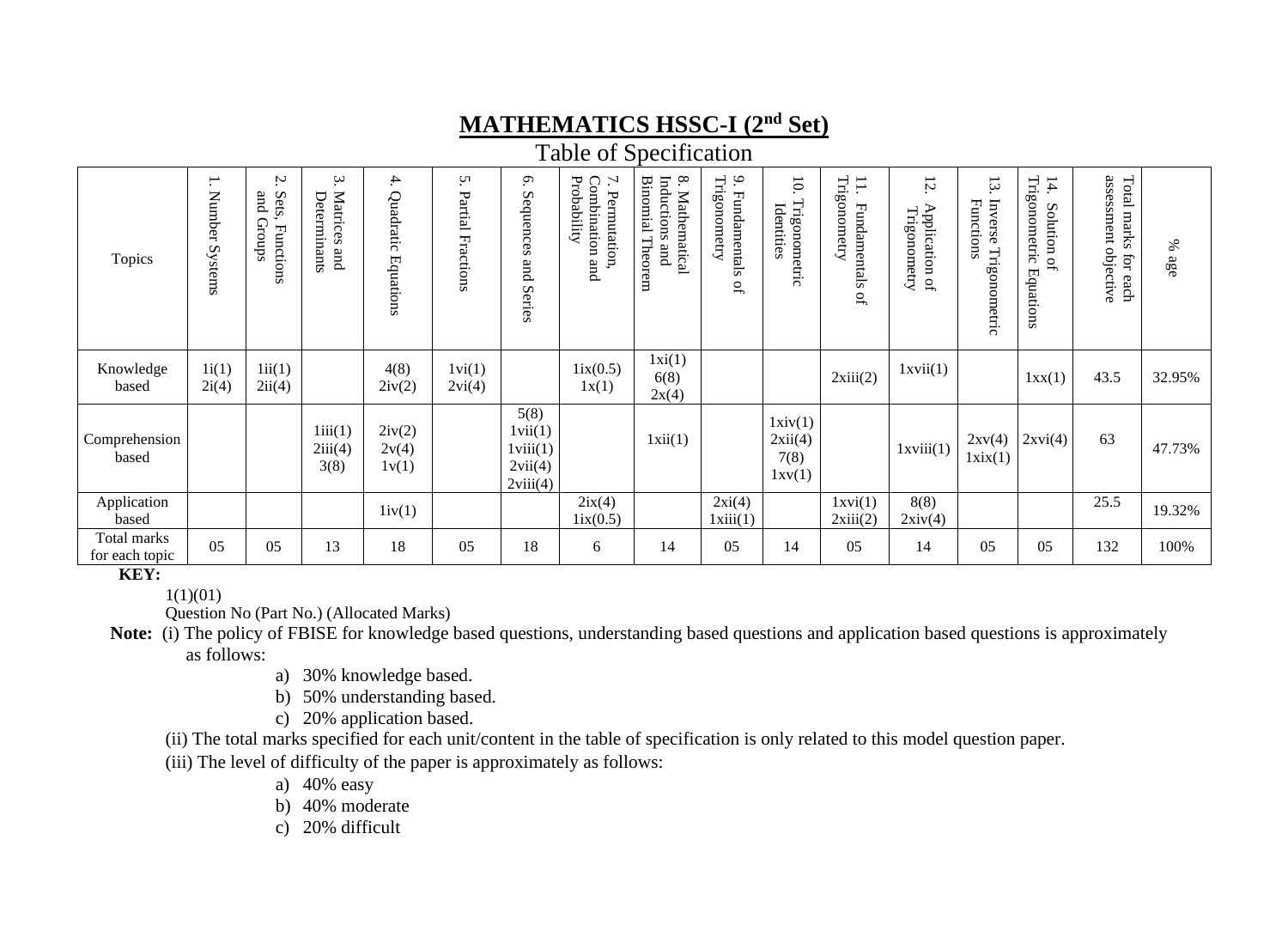## MATHEMATICS HSSC-I (2$^{nd}$ Set)

### Table of Specification

| Topics | 1. Number Systems | 2. Sets, Functions and Groups | 3. Matrices and Determinants | 4. Quadratic Equations | 5. Partial Fractions | 6. Sequences and Series | 7. Permutation, Combination and Probability | 8. Mathematical Inductions and Binomial Theorem | 9. Fundamentals of Trigonometry | 10. Trigonometric Identities | 11. Fundamentals of Trigonometry | 12. Application of Trigonometry | 13. Inverse Trigonometric Functions | 14. Solution of Trigonometric Equations | Total marks for each assessment objective | % age |
|---|---|---|---|---|---|---|---|---|---|---|---|---|---|---|---|---|
| Knowledge based | 1i(1) 2i(4) | 1ii(1) 2ii(4) | | 4(8) 2iv(2) | 1vi(1) 2vi(4) | | 1ix(0.5) 1x(1) | 1xi(1) 6(8) 2x(4) | | | 2xiii(2) | 1xvii(1) | | 1xx(1) | 43.5 | 32.95% |
| Comprehension based | | | 1iii(1) 2iii(4) 3(8) | 2iv(2) 2v(4) 1v(1) | | 5(8) 1vii(1) 1viii(1) 2vii(4) 2viii(4) | | 1xii(1) | | 1xiv(1) 2xii(4) 7(8) 1xv(1) | | 1xviii(1) | 2xv(4) 1xix(1) | 2xvi(4) | 63 | 47.73% |
| Application based | | | | 1iv(1) | | | 2ix(4) 1ix(0.5) | | 2xi(4) 1xiii(1) | | 1xvi(1) 2xiii(2) | 8(8) 2xiv(4) | | | 25.5 | 19.32% |
| Total marks for each topic | 05 | 05 | 13 | 18 | 05 | 18 | 6 | 14 | 05 | 14 | 05 | 14 | 05 | 05 | 132 | 100% |

**KEY:**

1(1)(01)

Question No (Part No.) (Allocated Marks)

**Note:** (i) The policy of FBISE for knowledge based questions, understanding based questions and application based questions is approximately as follows:

a) 30% knowledge based.
b) 50% understanding based.
c) 20% application based.

(ii) The total marks specified for each unit/content in the table of specification is only related to this model question paper.

(iii) The level of difficulty of the paper is approximately as follows:

a) 40% easy
b) 40% moderate
c) 20% difficult